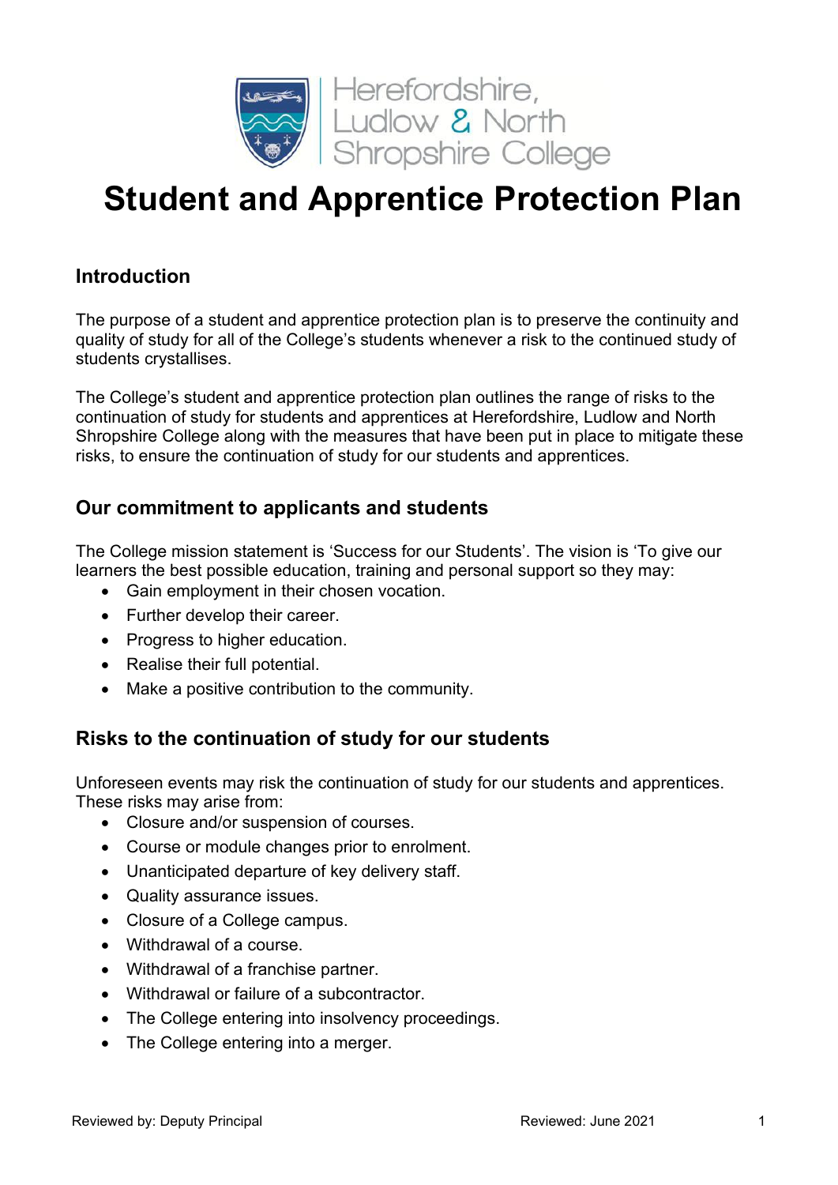Herefordshire, Ludlow & North Shropshire College

# Student and Apprentice Protection Plan

## Introduction

The purpose of a student and apprentice protection plan is to preserve the continuity and quality of study for all of the College's students whenever a risk to the continued study of students crystallises.

The College's student and apprentice protection plan outlines the range of risks to the continuation of study for students and apprentices at Herefordshire, Ludlow and North Shropshire College along with the measures that have been put in place to mitigate these risks, to ensure the continuation of study for our students and apprentices.

## Our commitment to applicants and students

The College mission statement is 'Success for our Students'. The vision is 'To give our learners the best possible education, training and personal support so they may:

- Gain employment in their chosen vocation.
- Further develop their career.
- Progress to higher education.
- Realise their full potential.
- Make a positive contribution to the community.

## Risks to the continuation of study for our students

Unforeseen events may risk the continuation of study for our students and apprentices. These risks may arise from:

- Closure and/or suspension of courses.
- Course or module changes prior to enrolment.
- Unanticipated departure of key delivery staff.
- Quality assurance issues.
- Closure of a College campus.
- Withdrawal of a course.
- Withdrawal of a franchise partner.
- Withdrawal or failure of a subcontractor.
- The College entering into insolvency proceedings.
- The College entering into a merger.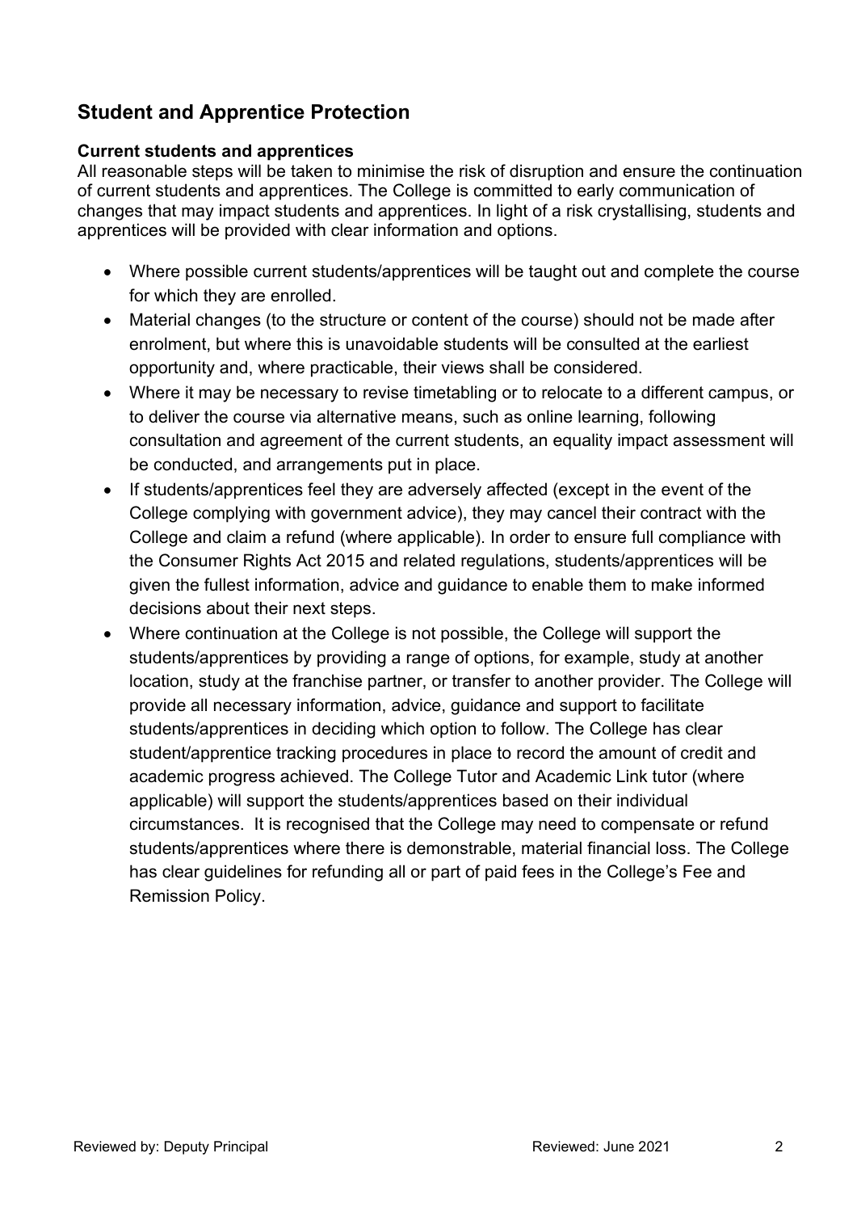## Student and Apprentice Protection

**Current students and apprentices**

All reasonable steps will be taken to minimise the risk of disruption and ensure the continuation of current students and apprentices. The College is committed to early communication of changes that may impact students and apprentices. In light of a risk crystallising, students and apprentices will be provided with clear information and options.

- Where possible current students/apprentices will be taught out and complete the course for which they are enrolled.
- Material changes (to the structure or content of the course) should not be made after enrolment, but where this is unavoidable students will be consulted at the earliest opportunity and, where practicable, their views shall be considered.
- Where it may be necessary to revise timetabling or to relocate to a different campus, or to deliver the course via alternative means, such as online learning, following consultation and agreement of the current students, an equality impact assessment will be conducted, and arrangements put in place.
- If students/apprentices feel they are adversely affected (except in the event of the College complying with government advice), they may cancel their contract with the College and claim a refund (where applicable). In order to ensure full compliance with the Consumer Rights Act 2015 and related regulations, students/apprentices will be given the fullest information, advice and guidance to enable them to make informed decisions about their next steps.
- Where continuation at the College is not possible, the College will support the students/apprentices by providing a range of options, for example, study at another location, study at the franchise partner, or transfer to another provider. The College will provide all necessary information, advice, guidance and support to facilitate students/apprentices in deciding which option to follow. The College has clear student/apprentice tracking procedures in place to record the amount of credit and academic progress achieved. The College Tutor and Academic Link tutor (where applicable) will support the students/apprentices based on their individual circumstances. It is recognised that the College may need to compensate or refund students/apprentices where there is demonstrable, material financial loss. The College has clear guidelines for refunding all or part of paid fees in the College's Fee and Remission Policy.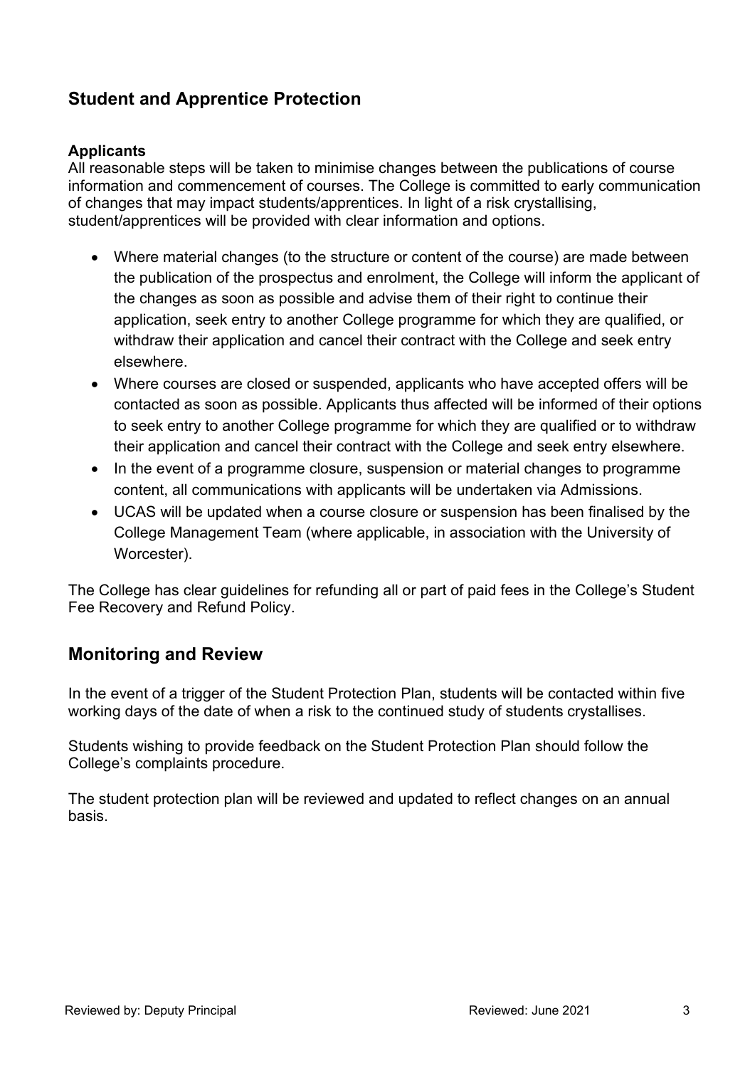## Student and Apprentice Protection

### Applicants

All reasonable steps will be taken to minimise changes between the publications of course information and commencement of courses. The College is committed to early communication of changes that may impact students/apprentices. In light of a risk crystallising, student/apprentices will be provided with clear information and options.

- Where material changes (to the structure or content of the course) are made between the publication of the prospectus and enrolment, the College will inform the applicant of the changes as soon as possible and advise them of their right to continue their application, seek entry to another College programme for which they are qualified, or withdraw their application and cancel their contract with the College and seek entry elsewhere.
- Where courses are closed or suspended, applicants who have accepted offers will be contacted as soon as possible. Applicants thus affected will be informed of their options to seek entry to another College programme for which they are qualified or to withdraw their application and cancel their contract with the College and seek entry elsewhere.
- In the event of a programme closure, suspension or material changes to programme content, all communications with applicants will be undertaken via Admissions.
- UCAS will be updated when a course closure or suspension has been finalised by the College Management Team (where applicable, in association with the University of Worcester).

The College has clear guidelines for refunding all or part of paid fees in the College's Student Fee Recovery and Refund Policy.

## Monitoring and Review

In the event of a trigger of the Student Protection Plan, students will be contacted within five working days of the date of when a risk to the continued study of students crystallises.

Students wishing to provide feedback on the Student Protection Plan should follow the College's complaints procedure.

The student protection plan will be reviewed and updated to reflect changes on an annual basis.